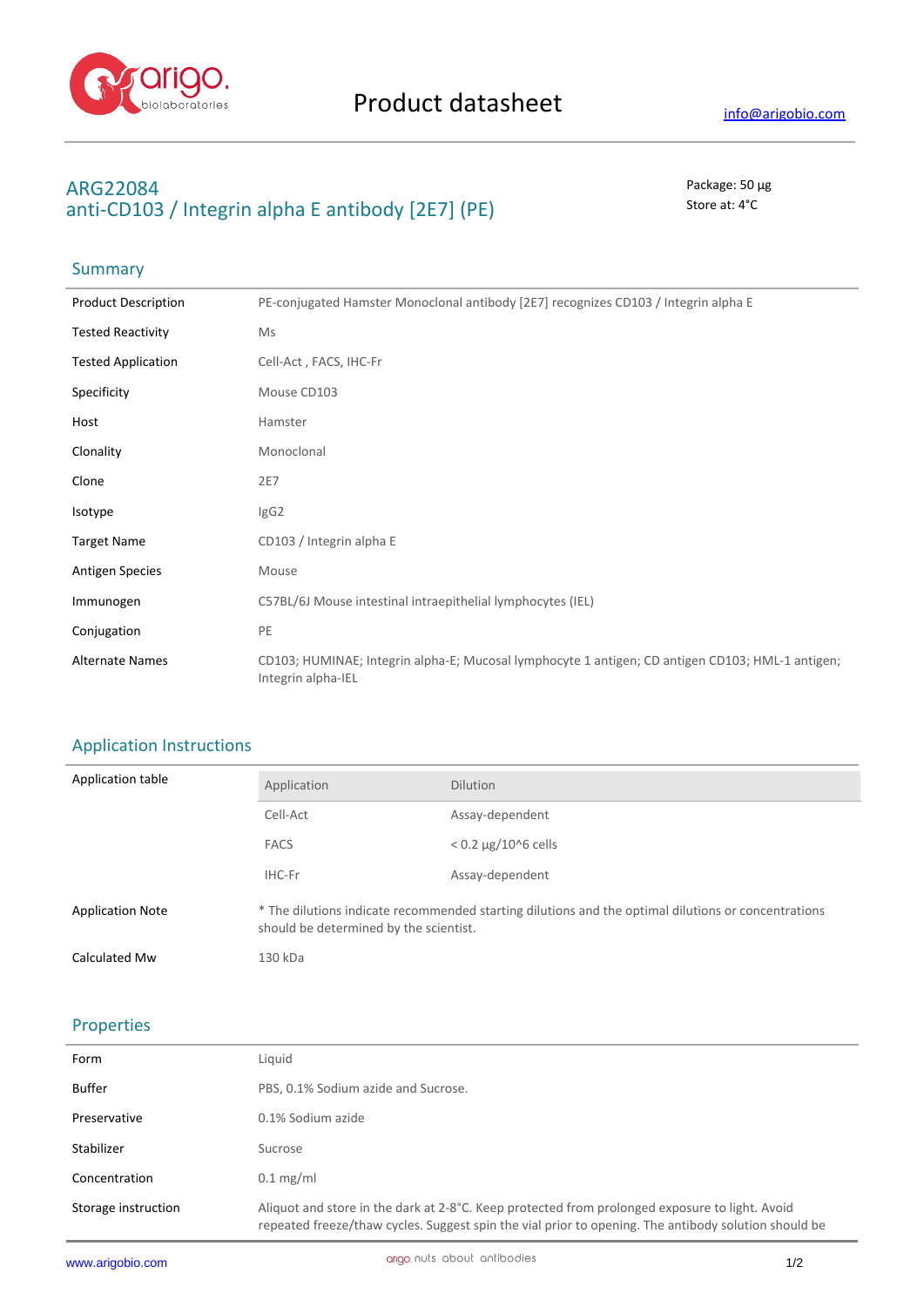# Product datasheet

info@arigobio.com

## ARG22084
## anti-CD103 / Integrin alpha E antibody [2E7] (PE)

Package: 50 μg
Store at: 4°C

### Summary

| | |
|---|---|
| Product Description | PE-conjugated Hamster Monoclonal antibody [2E7] recognizes CD103 / Integrin alpha E |
| Tested Reactivity | Ms |
| Tested Application | Cell-Act , FACS, IHC-Fr |
| Specificity | Mouse CD103 |
| Host | Hamster |
| Clonality | Monoclonal |
| Clone | 2E7 |
| Isotype | IgG2 |
| Target Name | CD103 / Integrin alpha E |
| Antigen Species | Mouse |
| Immunogen | C57BL/6J Mouse intestinal intraepithelial lymphocytes (IEL) |
| Conjugation | PE |
| Alternate Names | CD103; HUMINAE; Integrin alpha-E; Mucosal lymphocyte 1 antigen; CD antigen CD103; HML-1 antigen; Integrin alpha-IEL |

### Application Instructions

Application table

| Application | Dilution |
|---|---|
| Cell-Act | Assay-dependent |
| FACS | < 0.2 μg/10^6 cells |
| IHC-Fr | Assay-dependent |

| | |
|---|---|
| Application Note | * The dilutions indicate recommended starting dilutions and the optimal dilutions or concentrations should be determined by the scientist. |
| Calculated Mw | 130 kDa |

### Properties

| | |
|---|---|
| Form | Liquid |
| Buffer | PBS, 0.1% Sodium azide and Sucrose. |
| Preservative | 0.1% Sodium azide |
| Stabilizer | Sucrose |
| Concentration | 0.1 mg/ml |
| Storage instruction | Aliquot and store in the dark at 2-8°C. Keep protected from prolonged exposure to light. Avoid repeated freeze/thaw cycles. Suggest spin the vial prior to opening. The antibody solution should be |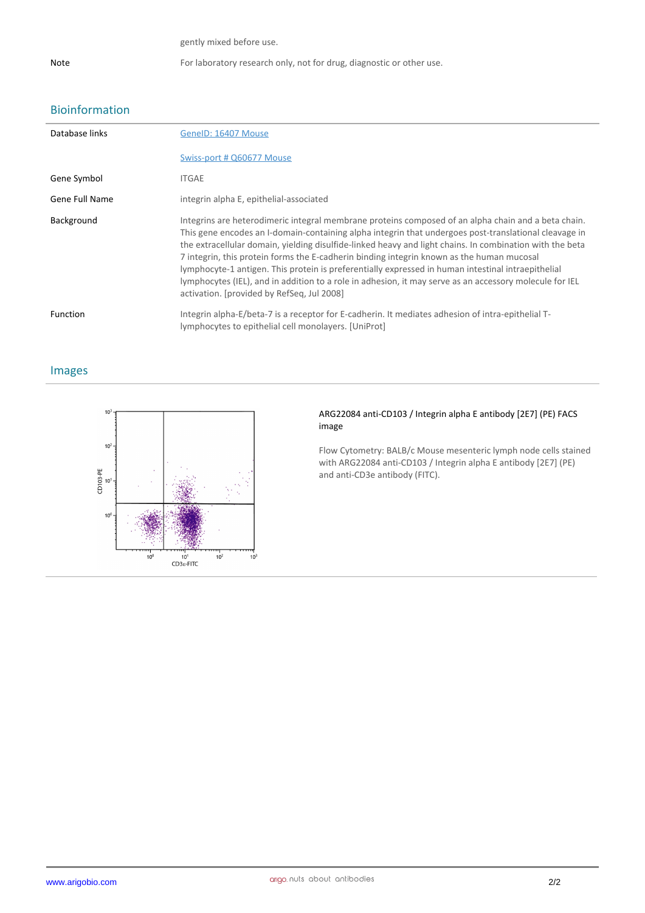gently mixed before use.

| | |
|---|---|
| Note | For laboratory research only, not for drug, diagnostic or other use. |

## Bioinformation

| | |
|---|---|
| Database links | [GeneID: 16407 Mouse](#) |
| | [Swiss-port # Q60677 Mouse](#) |
| Gene Symbol | ITGAE |
| Gene Full Name | integrin alpha E, epithelial-associated |
| Background | Integrins are heterodimeric integral membrane proteins composed of an alpha chain and a beta chain. This gene encodes an I-domain-containing alpha integrin that undergoes post-translational cleavage in the extracellular domain, yielding disulfide-linked heavy and light chains. In combination with the beta 7 integrin, this protein forms the E-cadherin binding integrin known as the human mucosal lymphocyte-1 antigen. This protein is preferentially expressed in human intestinal intraepithelial lymphocytes (IEL), and in addition to a role in adhesion, it may serve as an accessory molecule for IEL activation. [provided by RefSeq, Jul 2008] |
| Function | Integrin alpha-E/beta-7 is a receptor for E-cadherin. It mediates adhesion of intra-epithelial T-lymphocytes to epithelial cell monolayers. [UniProt] |

## Images

$10^3$
$10^2$
$10^1$
$10^0$
CD103-PE
$10^0$ $10^1$ $10^2$ $10^3$
CD3ε-FITC

ARG22084 anti-CD103 / Integrin alpha E antibody [2E7] (PE) FACS image

Flow Cytometry: BALB/c Mouse mesenteric lymph node cells stained with ARG22084 anti-CD103 / Integrin alpha E antibody [2E7] (PE) and anti-CD3e antibody (FITC).